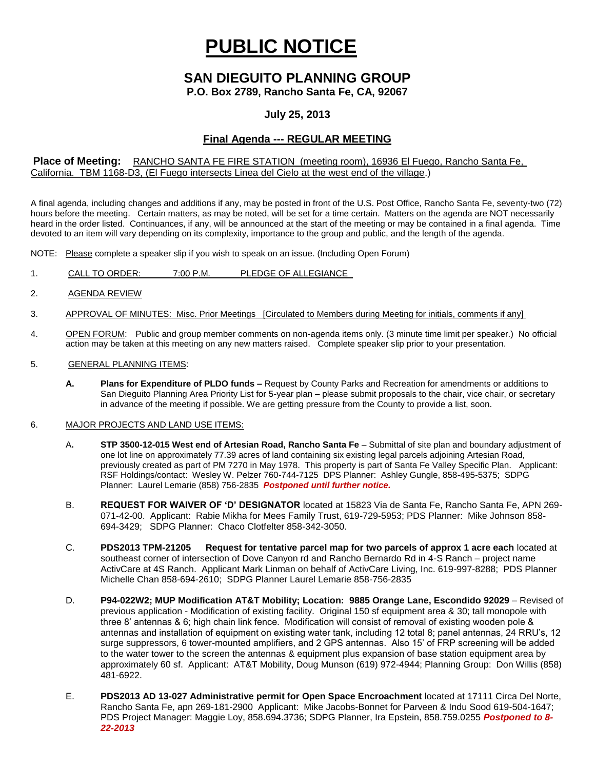# PUBLIC NOTICE

## SAN DIEGUITO PLANNING GROUP

**P.O. Box 2789, Rancho Santa Fe, CA, 92067**

**July 25, 2013**

**Final Agenda --- REGULAR MEETING**

**Place of Meeting:** RANCHO SANTA FE FIRE STATION (meeting room), 16936 El Fuego, Rancho Santa Fe, California. TBM 1168-D3, (El Fuego intersects Linea del Cielo at the west end of the village.)

A final agenda, including changes and additions if any, may be posted in front of the U.S. Post Office, Rancho Santa Fe, seventy-two (72) hours before the meeting. Certain matters, as may be noted, will be set for a time certain. Matters on the agenda are NOT necessarily heard in the order listed. Continuances, if any, will be announced at the start of the meeting or may be contained in a final agenda. Time devoted to an item will vary depending on its complexity, importance to the group and public, and the length of the agenda.

NOTE: Please complete a speaker slip if you wish to speak on an issue. (Including Open Forum)

1. CALL TO ORDER: 7:00 P.M. PLEDGE OF ALLEGIANCE

2. AGENDA REVIEW

3. APPROVAL OF MINUTES: Misc. Prior Meetings [Circulated to Members during Meeting for initials, comments if any]

4. OPEN FORUM: Public and group member comments on non-agenda items only. (3 minute time limit per speaker.) No official action may be taken at this meeting on any new matters raised. Complete speaker slip prior to your presentation.

5. GENERAL PLANNING ITEMS:

   **A. Plans for Expenditure of PLDO funds –** Request by County Parks and Recreation for amendments or additions to San Dieguito Planning Area Priority List for 5-year plan – please submit proposals to the chair, vice chair, or secretary in advance of the meeting if possible. We are getting pressure from the County to provide a list, soon.

6. MAJOR PROJECTS AND LAND USE ITEMS:

   A**. STP 3500-12-015 West end of Artesian Road, Rancho Santa Fe** – Submittal of site plan and boundary adjustment of one lot line on approximately 77.39 acres of land containing six existing legal parcels adjoining Artesian Road, previously created as part of PM 7270 in May 1978. This property is part of Santa Fe Valley Specific Plan. Applicant: RSF Holdings/contact: Wesley W. Pelzer 760-744-7125 DPS Planner: Ashley Gungle, 858-495-5375; SDPG Planner: Laurel Lemarie (858) 756-2835 ***Postponed until further notice.***

   B. **REQUEST FOR WAIVER OF 'D' DESIGNATOR** located at 15823 Via de Santa Fe, Rancho Santa Fe, APN 269-071-42-00. Applicant: Rabie Mikha for Mees Family Trust, 619-729-5953; PDS Planner: Mike Johnson 858-694-3429; SDPG Planner: Chaco Clotfelter 858-342-3050.

   C. **PDS2013 TPM-21205 Request for tentative parcel map for two parcels of approx 1 acre each** located at southeast corner of intersection of Dove Canyon rd and Rancho Bernardo Rd in 4-S Ranch – project name ActivCare at 4S Ranch. Applicant Mark Linman on behalf of ActivCare Living, Inc. 619-997-8288; PDS Planner Michelle Chan 858-694-2610; SDPG Planner Laurel Lemarie 858-756-2835

   D. **P94-022W2; MUP Modification AT&T Mobility; Location: 9885 Orange Lane, Escondido 92029** – Revised of previous application - Modification of existing facility. Original 150 sf equipment area & 30; tall monopole with three 8' antennas & 6; high chain link fence. Modification will consist of removal of existing wooden pole & antennas and installation of equipment on existing water tank, including 12 total 8; panel antennas, 24 RRU's, 12 surge suppressors, 6 tower-mounted amplifiers, and 2 GPS antennas. Also 15' of FRP screening will be added to the water tower to the screen the antennas & equipment plus expansion of base station equipment area by approximately 60 sf. Applicant: AT&T Mobility, Doug Munson (619) 972-4944; Planning Group: Don Willis (858) 481-6922.

   E. **PDS2013 AD 13-027 Administrative permit for Open Space Encroachment** located at 17111 Circa Del Norte, Rancho Santa Fe, apn 269-181-2900 Applicant: Mike Jacobs-Bonnet for Parveen & Indu Sood 619-504-1647; PDS Project Manager: Maggie Loy, 858.694.3736; SDPG Planner, Ira Epstein, 858.759.0255 ***Postponed to 8-22-2013***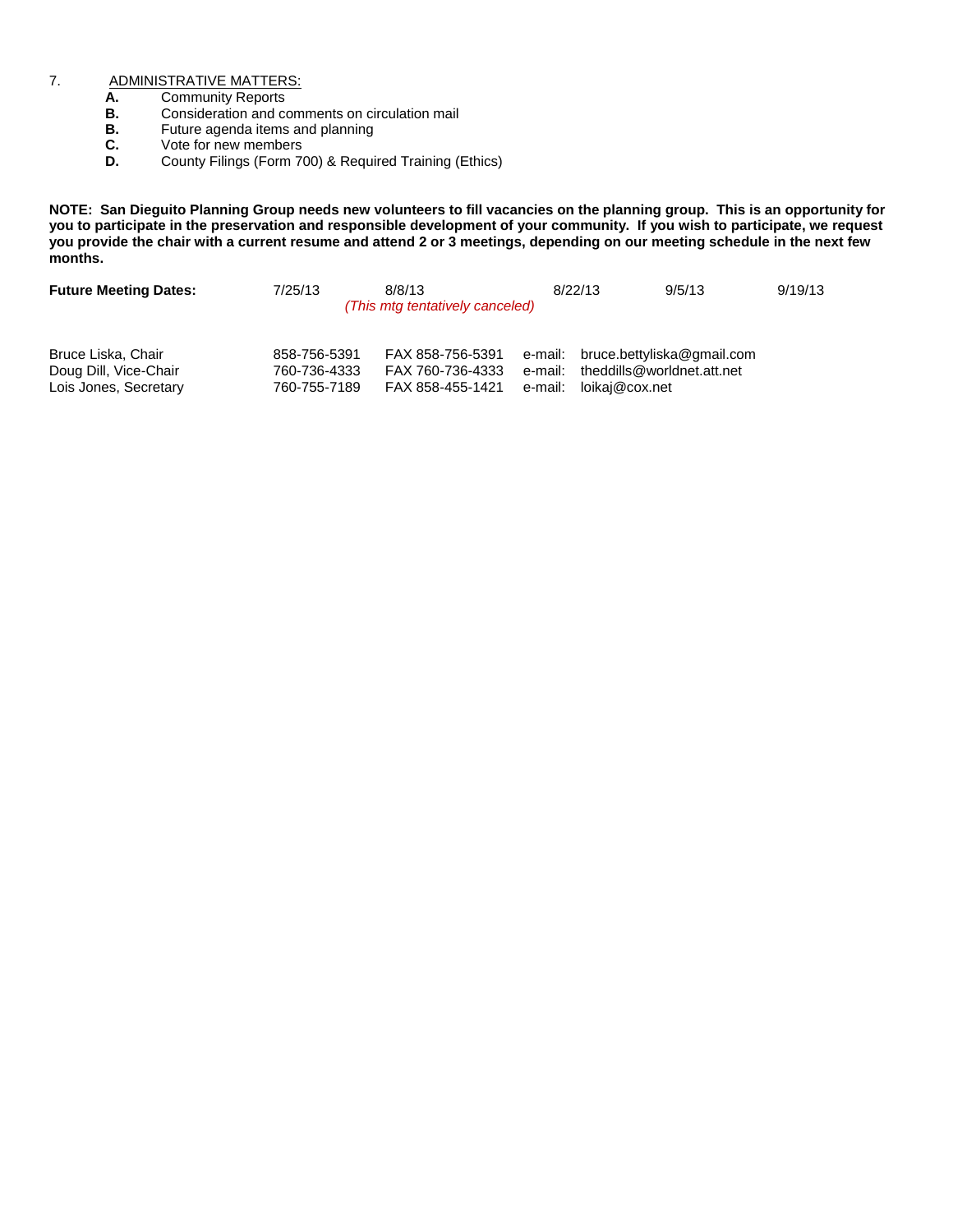7. <u>ADMINISTRATIVE MATTERS:</u>

   **A.** Community Reports
   **B.** Consideration and comments on circulation mail
   **B.** Future agenda items and planning
   **C.** Vote for new members
   **D.** County Filings (Form 700) & Required Training (Ethics)

**NOTE: San Dieguito Planning Group needs new volunteers to fill vacancies on the planning group. This is an opportunity for you to participate in the preservation and responsible development of your community. If you wish to participate, we request you provide the chair with a current resume and attend 2 or 3 meetings, depending on our meeting schedule in the next few months.**

| | | | | | |
|---|---|---|---|---|---|
| **Future Meeting Dates:** | 7/25/13 | 8/8/13<br>*(This mtg tentatively canceled)* | 8/22/13 | 9/5/13 | 9/19/13 |

| | | | |
|---|---|---|---|
| Bruce Liska, Chair | 858-756-5391 | FAX 858-756-5391 | e-mail: bruce.bettyliska@gmail.com |
| Doug Dill, Vice-Chair | 760-736-4333 | FAX 760-736-4333 | e-mail: theddills@worldnet.att.net |
| Lois Jones, Secretary | 760-755-7189 | FAX 858-455-1421 | e-mail: loikaj@cox.net |